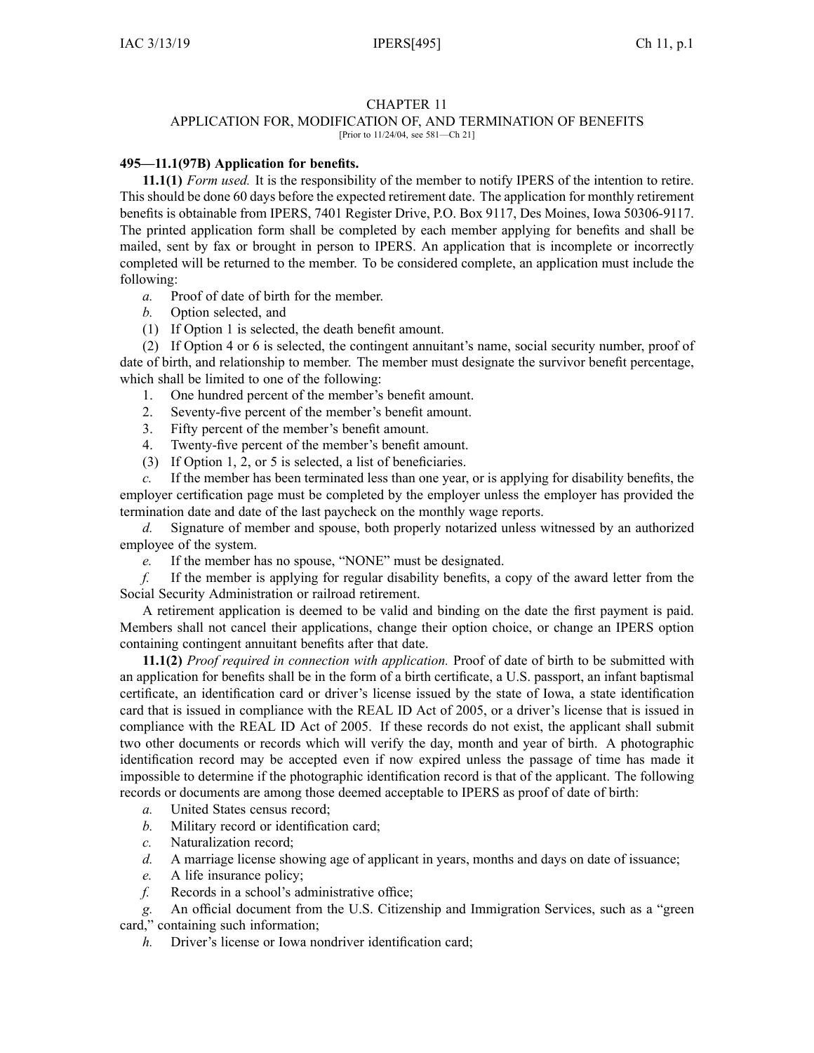# CHAPTER 11

## APPLICATION FOR, MODIFICATION OF, AND TERMINATION OF BENEFITS

[Prior to 11/24/04, see 581—Ch 21]

### 495—11.1(97B) Application for benefits.

**11.1(1)** *Form used.* It is the responsibility of the member to notify IPERS of the intention to retire. This should be done 60 days before the expected retirement date. The application for monthly retirement benefits is obtainable from IPERS, 7401 Register Drive, P.O. Box 9117, Des Moines, Iowa 50306-9117. The printed application form shall be completed by each member applying for benefits and shall be mailed, sent by fax or brought in person to IPERS. An application that is incomplete or incorrectly completed will be returned to the member. To be considered complete, an application must include the following:

*a.* Proof of date of birth for the member.

*b.* Option selected, and

(1) If Option 1 is selected, the death benefit amount.

(2) If Option 4 or 6 is selected, the contingent annuitant's name, social security number, proof of date of birth, and relationship to member. The member must designate the survivor benefit percentage, which shall be limited to one of the following:

1. One hundred percent of the member's benefit amount.
2. Seventy-five percent of the member's benefit amount.
3. Fifty percent of the member's benefit amount.
4. Twenty-five percent of the member's benefit amount.

(3) If Option 1, 2, or 5 is selected, a list of beneficiaries.

*c.* If the member has been terminated less than one year, or is applying for disability benefits, the employer certification page must be completed by the employer unless the employer has provided the termination date and date of the last paycheck on the monthly wage reports.

*d.* Signature of member and spouse, both properly notarized unless witnessed by an authorized employee of the system.

*e.* If the member has no spouse, "NONE" must be designated.

*f.* If the member is applying for regular disability benefits, a copy of the award letter from the Social Security Administration or railroad retirement.

A retirement application is deemed to be valid and binding on the date the first payment is paid. Members shall not cancel their applications, change their option choice, or change an IPERS option containing contingent annuitant benefits after that date.

**11.1(2)** *Proof required in connection with application.* Proof of date of birth to be submitted with an application for benefits shall be in the form of a birth certificate, a U.S. passport, an infant baptismal certificate, an identification card or driver's license issued by the state of Iowa, a state identification card that is issued in compliance with the REAL ID Act of 2005, or a driver's license that is issued in compliance with the REAL ID Act of 2005. If these records do not exist, the applicant shall submit two other documents or records which will verify the day, month and year of birth. A photographic identification record may be accepted even if now expired unless the passage of time has made it impossible to determine if the photographic identification record is that of the applicant. The following records or documents are among those deemed acceptable to IPERS as proof of date of birth:

*a.* United States census record;

*b.* Military record or identification card;

*c.* Naturalization record;

*d.* A marriage license showing age of applicant in years, months and days on date of issuance;

*e.* A life insurance policy;

*f.* Records in a school's administrative office;

*g.* An official document from the U.S. Citizenship and Immigration Services, such as a "green card," containing such information;

*h.* Driver's license or Iowa nondriver identification card;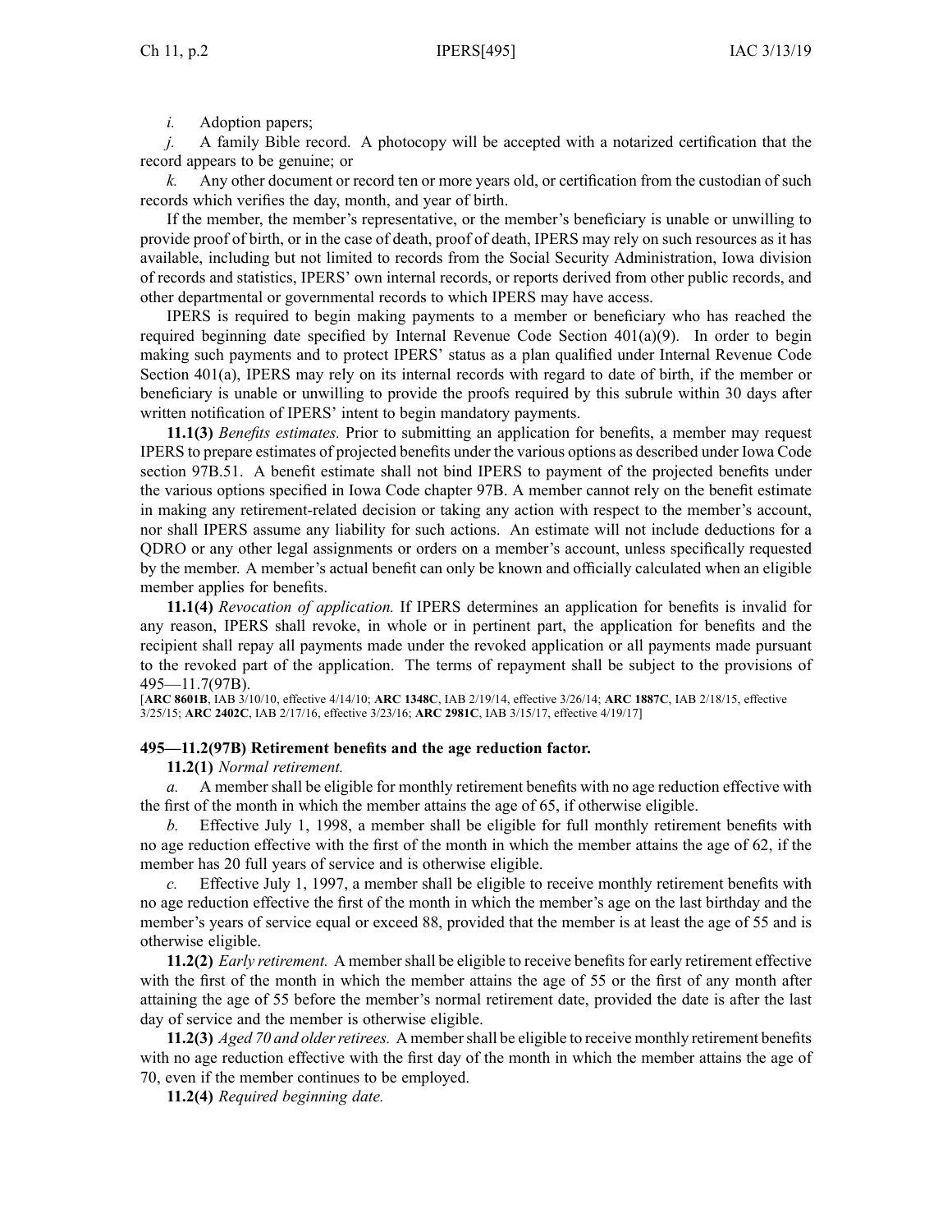*i.* Adoption papers;

*j.* A family Bible record. A photocopy will be accepted with a notarized certification that the record appears to be genuine; or

*k.* Any other document or record ten or more years old, or certification from the custodian of such records which verifies the day, month, and year of birth.

If the member, the member's representative, or the member's beneficiary is unable or unwilling to provide proof of birth, or in the case of death, proof of death, IPERS may rely on such resources as it has available, including but not limited to records from the Social Security Administration, Iowa division of records and statistics, IPERS' own internal records, or reports derived from other public records, and other departmental or governmental records to which IPERS may have access.

IPERS is required to begin making payments to a member or beneficiary who has reached the required beginning date specified by Internal Revenue Code Section 401(a)(9). In order to begin making such payments and to protect IPERS' status as a plan qualified under Internal Revenue Code Section 401(a), IPERS may rely on its internal records with regard to date of birth, if the member or beneficiary is unable or unwilling to provide the proofs required by this subrule within 30 days after written notification of IPERS' intent to begin mandatory payments.

**11.1(3)** *Benefits estimates.* Prior to submitting an application for benefits, a member may request IPERS to prepare estimates of projected benefits under the various options as described under Iowa Code section 97B.51. A benefit estimate shall not bind IPERS to payment of the projected benefits under the various options specified in Iowa Code chapter 97B. A member cannot rely on the benefit estimate in making any retirement-related decision or taking any action with respect to the member's account, nor shall IPERS assume any liability for such actions. An estimate will not include deductions for a QDRO or any other legal assignments or orders on a member's account, unless specifically requested by the member. A member's actual benefit can only be known and officially calculated when an eligible member applies for benefits.

**11.1(4)** *Revocation of application.* If IPERS determines an application for benefits is invalid for any reason, IPERS shall revoke, in whole or in pertinent part, the application for benefits and the recipient shall repay all payments made under the revoked application or all payments made pursuant to the revoked part of the application. The terms of repayment shall be subject to the provisions of 495—11.7(97B).

[**ARC 8601B**, IAB 3/10/10, effective 4/14/10; **ARC 1348C**, IAB 2/19/14, effective 3/26/14; **ARC 1887C**, IAB 2/18/15, effective 3/25/15; **ARC 2402C**, IAB 2/17/16, effective 3/23/16; **ARC 2981C**, IAB 3/15/17, effective 4/19/17]

**495—11.2(97B) Retirement benefits and the age reduction factor.**

**11.2(1)** *Normal retirement.*

*a.* A member shall be eligible for monthly retirement benefits with no age reduction effective with the first of the month in which the member attains the age of 65, if otherwise eligible.

*b.* Effective July 1, 1998, a member shall be eligible for full monthly retirement benefits with no age reduction effective with the first of the month in which the member attains the age of 62, if the member has 20 full years of service and is otherwise eligible.

*c.* Effective July 1, 1997, a member shall be eligible to receive monthly retirement benefits with no age reduction effective the first of the month in which the member's age on the last birthday and the member's years of service equal or exceed 88, provided that the member is at least the age of 55 and is otherwise eligible.

**11.2(2)** *Early retirement.* A member shall be eligible to receive benefits for early retirement effective with the first of the month in which the member attains the age of 55 or the first of any month after attaining the age of 55 before the member's normal retirement date, provided the date is after the last day of service and the member is otherwise eligible.

**11.2(3)** *Aged 70 and older retirees.* A member shall be eligible to receive monthly retirement benefits with no age reduction effective with the first day of the month in which the member attains the age of 70, even if the member continues to be employed.

**11.2(4)** *Required beginning date.*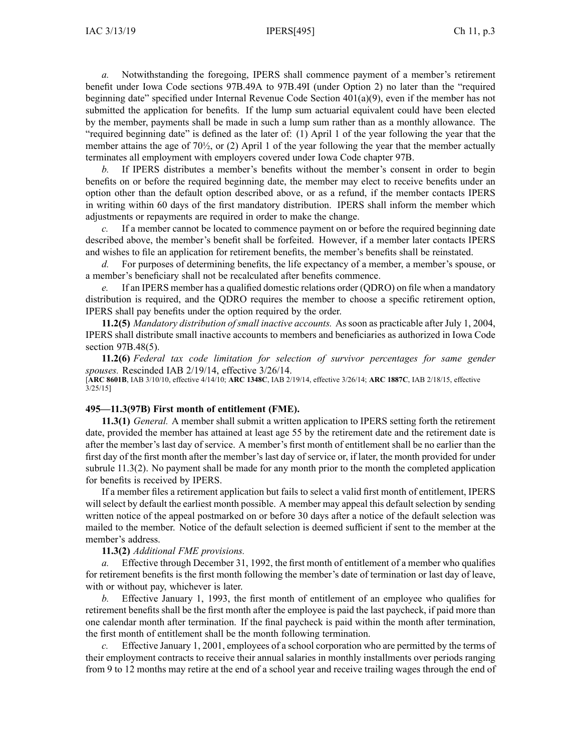*a.* Notwithstanding the foregoing, IPERS shall commence payment of a member's retirement benefit under Iowa Code sections 97B.49A to 97B.49I (under Option 2) no later than the "required beginning date" specified under Internal Revenue Code Section 401(a)(9), even if the member has not submitted the application for benefits. If the lump sum actuarial equivalent could have been elected by the member, payments shall be made in such a lump sum rather than as a monthly allowance. The "required beginning date" is defined as the later of: (1) April 1 of the year following the year that the member attains the age of 70½, or (2) April 1 of the year following the year that the member actually terminates all employment with employers covered under Iowa Code chapter 97B.

*b.* If IPERS distributes a member's benefits without the member's consent in order to begin benefits on or before the required beginning date, the member may elect to receive benefits under an option other than the default option described above, or as a refund, if the member contacts IPERS in writing within 60 days of the first mandatory distribution. IPERS shall inform the member which adjustments or repayments are required in order to make the change.

*c.* If a member cannot be located to commence payment on or before the required beginning date described above, the member's benefit shall be forfeited. However, if a member later contacts IPERS and wishes to file an application for retirement benefits, the member's benefits shall be reinstated.

*d.* For purposes of determining benefits, the life expectancy of a member, a member's spouse, or a member's beneficiary shall not be recalculated after benefits commence.

*e.* If an IPERS member has a qualified domestic relations order (QDRO) on file when a mandatory distribution is required, and the QDRO requires the member to choose a specific retirement option, IPERS shall pay benefits under the option required by the order.

**11.2(5)** *Mandatory distribution of small inactive accounts.* As soon as practicable after July 1, 2004, IPERS shall distribute small inactive accounts to members and beneficiaries as authorized in Iowa Code section 97B.48(5).

**11.2(6)** *Federal tax code limitation for selection of survivor percentages for same gender spouses.* Rescinded IAB 2/19/14, effective 3/26/14.

[**ARC 8601B**, IAB 3/10/10, effective 4/14/10; **ARC 1348C**, IAB 2/19/14, effective 3/26/14; **ARC 1887C**, IAB 2/18/15, effective 3/25/15]

**495—11.3(97B) First month of entitlement (FME).**

**11.3(1)** *General.* A member shall submit a written application to IPERS setting forth the retirement date, provided the member has attained at least age 55 by the retirement date and the retirement date is after the member's last day of service. A member's first month of entitlement shall be no earlier than the first day of the first month after the member's last day of service or, if later, the month provided for under subrule 11.3(2). No payment shall be made for any month prior to the month the completed application for benefits is received by IPERS.

If a member files a retirement application but fails to select a valid first month of entitlement, IPERS will select by default the earliest month possible. A member may appeal this default selection by sending written notice of the appeal postmarked on or before 30 days after a notice of the default selection was mailed to the member. Notice of the default selection is deemed sufficient if sent to the member at the member's address.

**11.3(2)** *Additional FME provisions.*

*a.* Effective through December 31, 1992, the first month of entitlement of a member who qualifies for retirement benefits is the first month following the member's date of termination or last day of leave, with or without pay, whichever is later.

*b.* Effective January 1, 1993, the first month of entitlement of an employee who qualifies for retirement benefits shall be the first month after the employee is paid the last paycheck, if paid more than one calendar month after termination. If the final paycheck is paid within the month after termination, the first month of entitlement shall be the month following termination.

*c.* Effective January 1, 2001, employees of a school corporation who are permitted by the terms of their employment contracts to receive their annual salaries in monthly installments over periods ranging from 9 to 12 months may retire at the end of a school year and receive trailing wages through the end of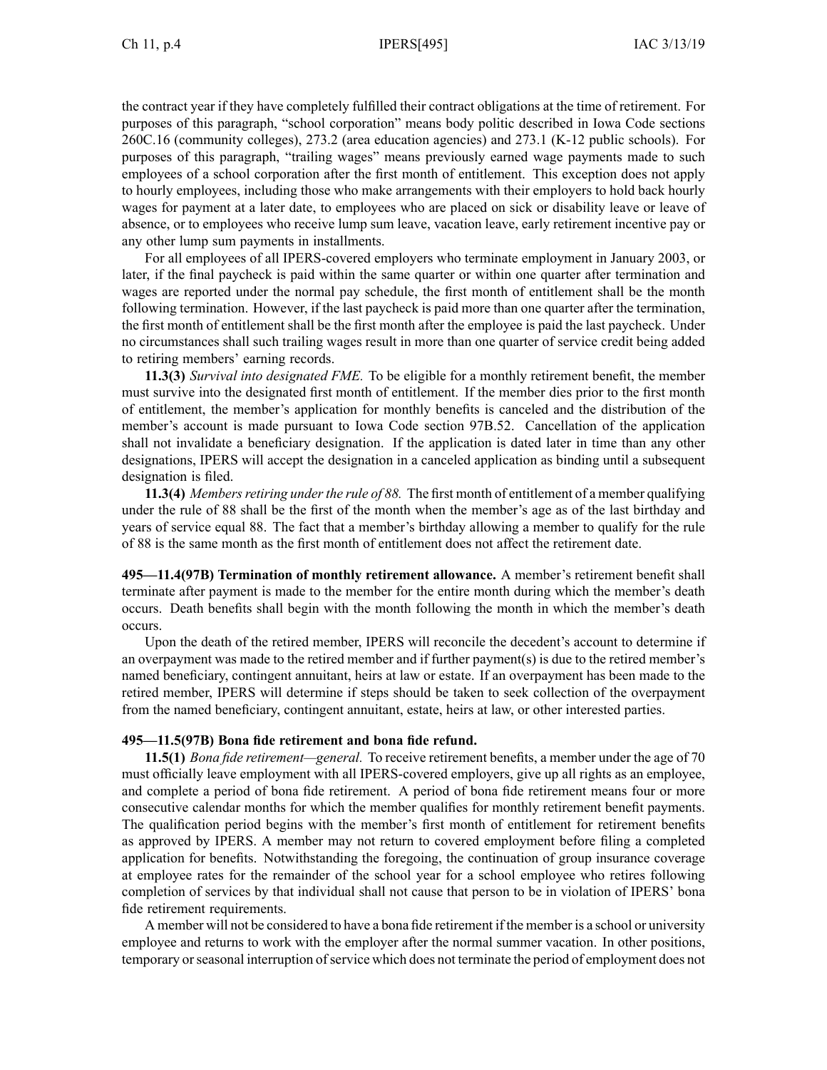the contract year if they have completely fulfilled their contract obligations at the time of retirement. For purposes of this paragraph, "school corporation" means body politic described in Iowa Code sections 260C.16 (community colleges), 273.2 (area education agencies) and 273.1 (K-12 public schools). For purposes of this paragraph, "trailing wages" means previously earned wage payments made to such employees of a school corporation after the first month of entitlement. This exception does not apply to hourly employees, including those who make arrangements with their employers to hold back hourly wages for payment at a later date, to employees who are placed on sick or disability leave or leave of absence, or to employees who receive lump sum leave, vacation leave, early retirement incentive pay or any other lump sum payments in installments.

For all employees of all IPERS-covered employers who terminate employment in January 2003, or later, if the final paycheck is paid within the same quarter or within one quarter after termination and wages are reported under the normal pay schedule, the first month of entitlement shall be the month following termination. However, if the last paycheck is paid more than one quarter after the termination, the first month of entitlement shall be the first month after the employee is paid the last paycheck. Under no circumstances shall such trailing wages result in more than one quarter of service credit being added to retiring members' earning records.

**11.3(3)** *Survival into designated FME.* To be eligible for a monthly retirement benefit, the member must survive into the designated first month of entitlement. If the member dies prior to the first month of entitlement, the member's application for monthly benefits is canceled and the distribution of the member's account is made pursuant to Iowa Code section 97B.52. Cancellation of the application shall not invalidate a beneficiary designation. If the application is dated later in time than any other designations, IPERS will accept the designation in a canceled application as binding until a subsequent designation is filed.

**11.3(4)** *Members retiring under the rule of 88.* The first month of entitlement of a member qualifying under the rule of 88 shall be the first of the month when the member's age as of the last birthday and years of service equal 88. The fact that a member's birthday allowing a member to qualify for the rule of 88 is the same month as the first month of entitlement does not affect the retirement date.

**495—11.4(97B) Termination of monthly retirement allowance.** A member's retirement benefit shall terminate after payment is made to the member for the entire month during which the member's death occurs. Death benefits shall begin with the month following the month in which the member's death occurs.

Upon the death of the retired member, IPERS will reconcile the decedent's account to determine if an overpayment was made to the retired member and if further payment(s) is due to the retired member's named beneficiary, contingent annuitant, heirs at law or estate. If an overpayment has been made to the retired member, IPERS will determine if steps should be taken to seek collection of the overpayment from the named beneficiary, contingent annuitant, estate, heirs at law, or other interested parties.

**495—11.5(97B) Bona fide retirement and bona fide refund.**

**11.5(1)** *Bona fide retirement—general.* To receive retirement benefits, a member under the age of 70 must officially leave employment with all IPERS-covered employers, give up all rights as an employee, and complete a period of bona fide retirement. A period of bona fide retirement means four or more consecutive calendar months for which the member qualifies for monthly retirement benefit payments. The qualification period begins with the member's first month of entitlement for retirement benefits as approved by IPERS. A member may not return to covered employment before filing a completed application for benefits. Notwithstanding the foregoing, the continuation of group insurance coverage at employee rates for the remainder of the school year for a school employee who retires following completion of services by that individual shall not cause that person to be in violation of IPERS' bona fide retirement requirements.

A member will not be considered to have a bona fide retirement if the member is a school or university employee and returns to work with the employer after the normal summer vacation. In other positions, temporary or seasonal interruption of service which does not terminate the period of employment does not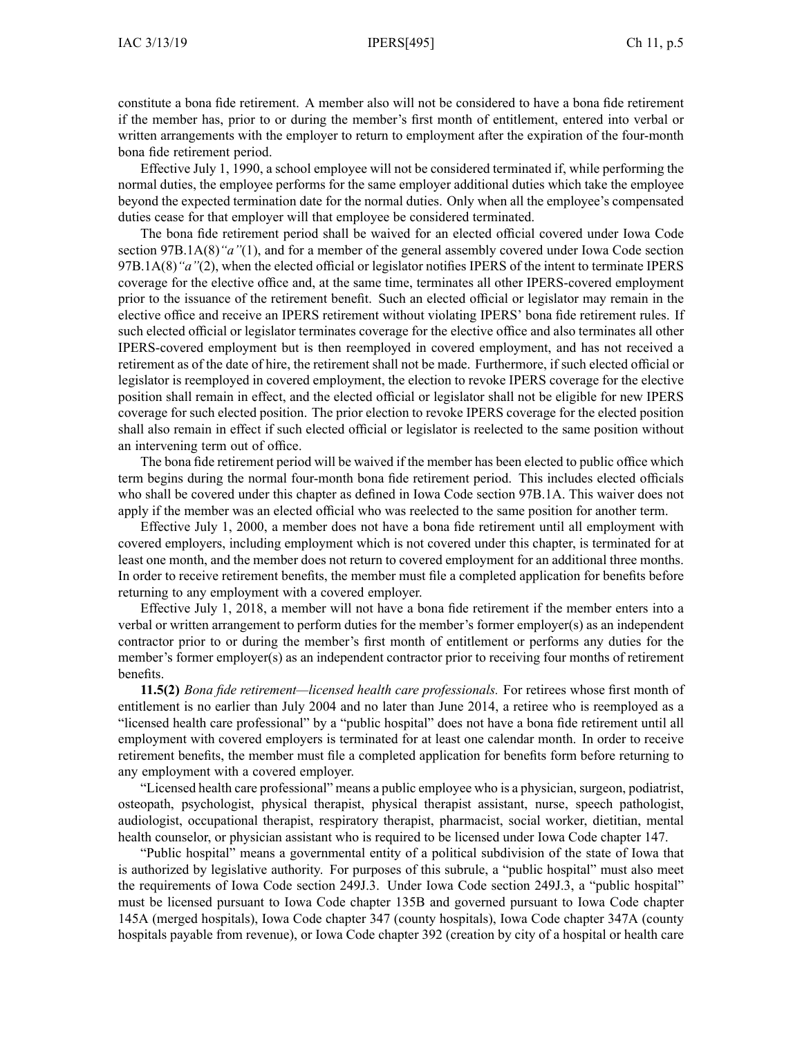constitute a bona fide retirement. A member also will not be considered to have a bona fide retirement if the member has, prior to or during the member's first month of entitlement, entered into verbal or written arrangements with the employer to return to employment after the expiration of the four-month bona fide retirement period.

Effective July 1, 1990, a school employee will not be considered terminated if, while performing the normal duties, the employee performs for the same employer additional duties which take the employee beyond the expected termination date for the normal duties. Only when all the employee's compensated duties cease for that employer will that employee be considered terminated.

The bona fide retirement period shall be waived for an elected official covered under Iowa Code section 97B.1A(8)*"a"*(1), and for a member of the general assembly covered under Iowa Code section 97B.1A(8)*"a"*(2), when the elected official or legislator notifies IPERS of the intent to terminate IPERS coverage for the elective office and, at the same time, terminates all other IPERS-covered employment prior to the issuance of the retirement benefit. Such an elected official or legislator may remain in the elective office and receive an IPERS retirement without violating IPERS' bona fide retirement rules. If such elected official or legislator terminates coverage for the elective office and also terminates all other IPERS-covered employment but is then reemployed in covered employment, and has not received a retirement as of the date of hire, the retirement shall not be made. Furthermore, if such elected official or legislator is reemployed in covered employment, the election to revoke IPERS coverage for the elective position shall remain in effect, and the elected official or legislator shall not be eligible for new IPERS coverage for such elected position. The prior election to revoke IPERS coverage for the elected position shall also remain in effect if such elected official or legislator is reelected to the same position without an intervening term out of office.

The bona fide retirement period will be waived if the member has been elected to public office which term begins during the normal four-month bona fide retirement period. This includes elected officials who shall be covered under this chapter as defined in Iowa Code section 97B.1A. This waiver does not apply if the member was an elected official who was reelected to the same position for another term.

Effective July 1, 2000, a member does not have a bona fide retirement until all employment with covered employers, including employment which is not covered under this chapter, is terminated for at least one month, and the member does not return to covered employment for an additional three months. In order to receive retirement benefits, the member must file a completed application for benefits before returning to any employment with a covered employer.

Effective July 1, 2018, a member will not have a bona fide retirement if the member enters into a verbal or written arrangement to perform duties for the member's former employer(s) as an independent contractor prior to or during the member's first month of entitlement or performs any duties for the member's former employer(s) as an independent contractor prior to receiving four months of retirement benefits.

**11.5(2)** *Bona fide retirement—licensed health care professionals.* For retirees whose first month of entitlement is no earlier than July 2004 and no later than June 2014, a retiree who is reemployed as a "licensed health care professional" by a "public hospital" does not have a bona fide retirement until all employment with covered employers is terminated for at least one calendar month. In order to receive retirement benefits, the member must file a completed application for benefits form before returning to any employment with a covered employer.

"Licensed health care professional" means a public employee who is a physician, surgeon, podiatrist, osteopath, psychologist, physical therapist, physical therapist assistant, nurse, speech pathologist, audiologist, occupational therapist, respiratory therapist, pharmacist, social worker, dietitian, mental health counselor, or physician assistant who is required to be licensed under Iowa Code chapter 147.

"Public hospital" means a governmental entity of a political subdivision of the state of Iowa that is authorized by legislative authority. For purposes of this subrule, a "public hospital" must also meet the requirements of Iowa Code section 249J.3. Under Iowa Code section 249J.3, a "public hospital" must be licensed pursuant to Iowa Code chapter 135B and governed pursuant to Iowa Code chapter 145A (merged hospitals), Iowa Code chapter 347 (county hospitals), Iowa Code chapter 347A (county hospitals payable from revenue), or Iowa Code chapter 392 (creation by city of a hospital or health care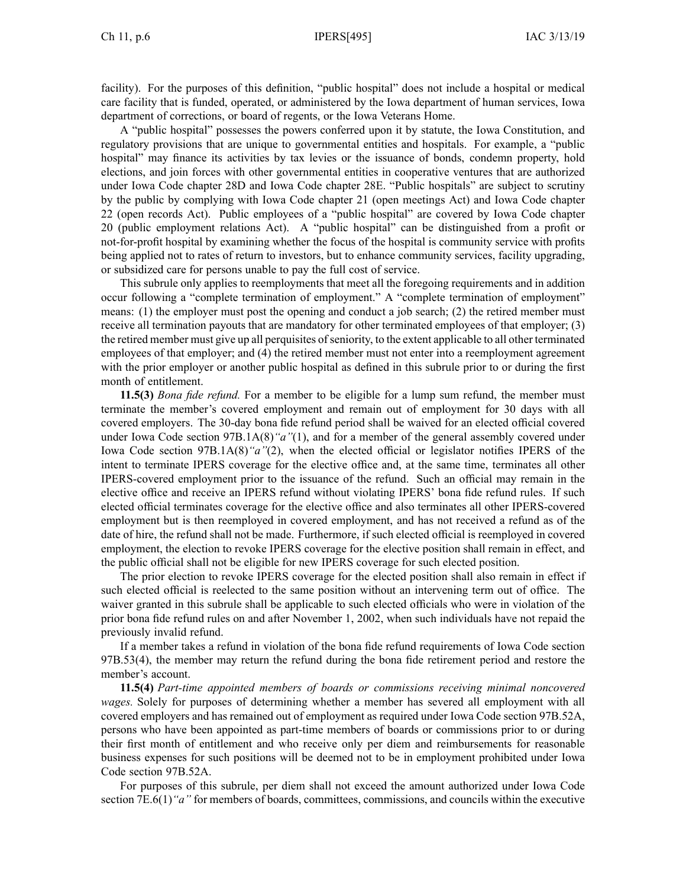facility). For the purposes of this definition, "public hospital" does not include a hospital or medical care facility that is funded, operated, or administered by the Iowa department of human services, Iowa department of corrections, or board of regents, or the Iowa Veterans Home.

A "public hospital" possesses the powers conferred upon it by statute, the Iowa Constitution, and regulatory provisions that are unique to governmental entities and hospitals. For example, a "public hospital" may finance its activities by tax levies or the issuance of bonds, condemn property, hold elections, and join forces with other governmental entities in cooperative ventures that are authorized under Iowa Code chapter 28D and Iowa Code chapter 28E. "Public hospitals" are subject to scrutiny by the public by complying with Iowa Code chapter 21 (open meetings Act) and Iowa Code chapter 22 (open records Act). Public employees of a "public hospital" are covered by Iowa Code chapter 20 (public employment relations Act). A "public hospital" can be distinguished from a profit or not-for-profit hospital by examining whether the focus of the hospital is community service with profits being applied not to rates of return to investors, but to enhance community services, facility upgrading, or subsidized care for persons unable to pay the full cost of service.

This subrule only applies to reemployments that meet all the foregoing requirements and in addition occur following a "complete termination of employment." A "complete termination of employment" means: (1) the employer must post the opening and conduct a job search; (2) the retired member must receive all termination payouts that are mandatory for other terminated employees of that employer; (3) the retired member must give up all perquisites of seniority, to the extent applicable to all other terminated employees of that employer; and (4) the retired member must not enter into a reemployment agreement with the prior employer or another public hospital as defined in this subrule prior to or during the first month of entitlement.

**11.5(3)** *Bona fide refund.* For a member to be eligible for a lump sum refund, the member must terminate the member's covered employment and remain out of employment for 30 days with all covered employers. The 30-day bona fide refund period shall be waived for an elected official covered under Iowa Code section 97B.1A(8)*"a"*(1), and for a member of the general assembly covered under Iowa Code section 97B.1A(8)*"a"*(2), when the elected official or legislator notifies IPERS of the intent to terminate IPERS coverage for the elective office and, at the same time, terminates all other IPERS-covered employment prior to the issuance of the refund. Such an official may remain in the elective office and receive an IPERS refund without violating IPERS' bona fide refund rules. If such elected official terminates coverage for the elective office and also terminates all other IPERS-covered employment but is then reemployed in covered employment, and has not received a refund as of the date of hire, the refund shall not be made. Furthermore, if such elected official is reemployed in covered employment, the election to revoke IPERS coverage for the elective position shall remain in effect, and the public official shall not be eligible for new IPERS coverage for such elected position.

The prior election to revoke IPERS coverage for the elected position shall also remain in effect if such elected official is reelected to the same position without an intervening term out of office. The waiver granted in this subrule shall be applicable to such elected officials who were in violation of the prior bona fide refund rules on and after November 1, 2002, when such individuals have not repaid the previously invalid refund.

If a member takes a refund in violation of the bona fide refund requirements of Iowa Code section 97B.53(4), the member may return the refund during the bona fide retirement period and restore the member's account.

**11.5(4)** *Part-time appointed members of boards or commissions receiving minimal noncovered wages.* Solely for purposes of determining whether a member has severed all employment with all covered employers and has remained out of employment as required under Iowa Code section 97B.52A, persons who have been appointed as part-time members of boards or commissions prior to or during their first month of entitlement and who receive only per diem and reimbursements for reasonable business expenses for such positions will be deemed not to be in employment prohibited under Iowa Code section 97B.52A.

For purposes of this subrule, per diem shall not exceed the amount authorized under Iowa Code section 7E.6(1)*"a"* for members of boards, committees, commissions, and councils within the executive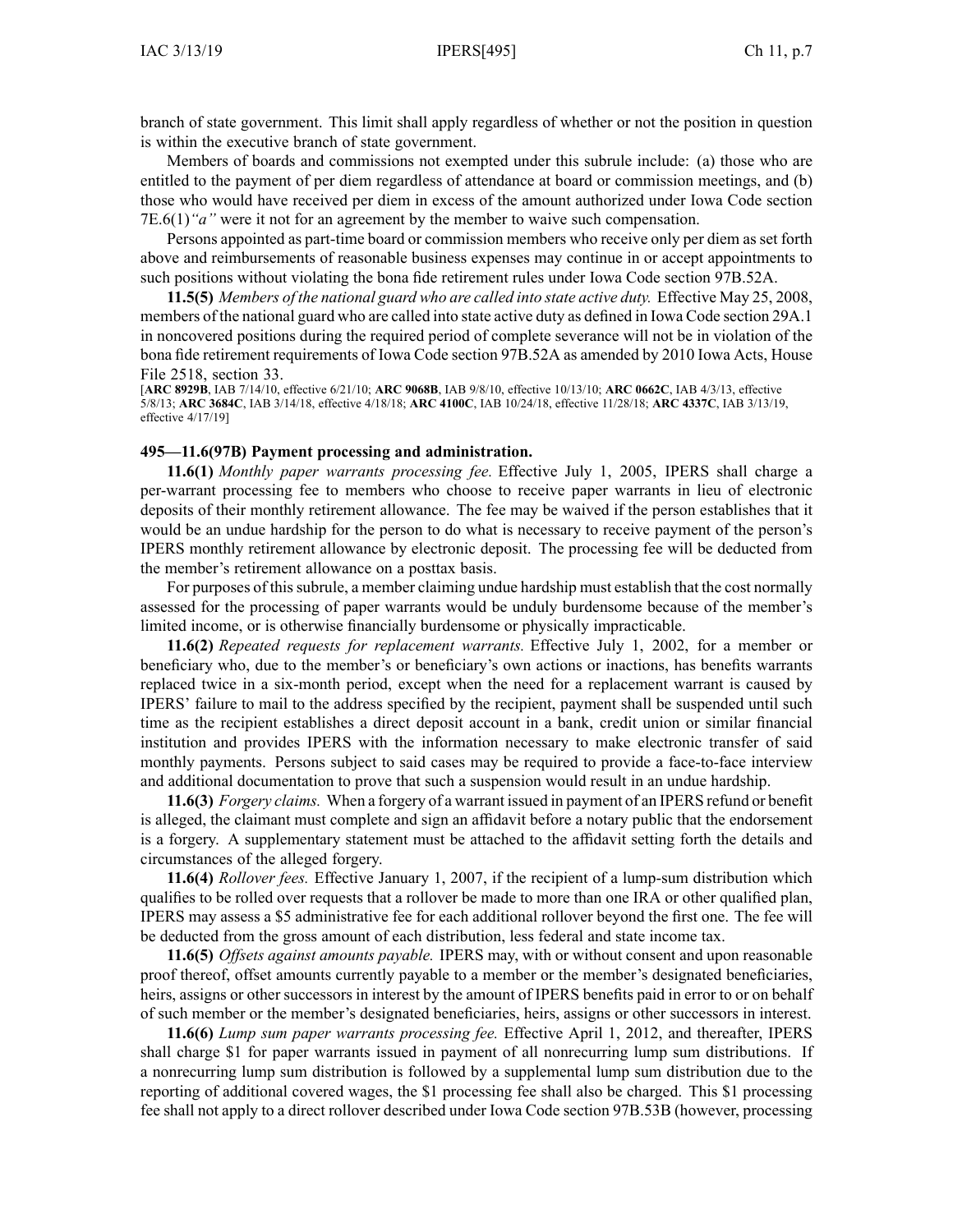branch of state government. This limit shall apply regardless of whether or not the position in question is within the executive branch of state government.

Members of boards and commissions not exempted under this subrule include: (a) those who are entitled to the payment of per diem regardless of attendance at board or commission meetings, and (b) those who would have received per diem in excess of the amount authorized under Iowa Code section 7E.6(1)*"a"* were it not for an agreement by the member to waive such compensation.

Persons appointed as part-time board or commission members who receive only per diem as set forth above and reimbursements of reasonable business expenses may continue in or accept appointments to such positions without violating the bona fide retirement rules under Iowa Code section 97B.52A.

**11.5(5)** *Members of the national guard who are called into state active duty.* Effective May 25, 2008, members of the national guard who are called into state active duty as defined in Iowa Code section 29A.1 in noncovered positions during the required period of complete severance will not be in violation of the bona fide retirement requirements of Iowa Code section 97B.52A as amended by 2010 Iowa Acts, House File 2518, section 33.

[**ARC 8929B**, IAB 7/14/10, effective 6/21/10; **ARC 9068B**, IAB 9/8/10, effective 10/13/10; **ARC 0662C**, IAB 4/3/13, effective 5/8/13; **ARC 3684C**, IAB 3/14/18, effective 4/18/18; **ARC 4100C**, IAB 10/24/18, effective 11/28/18; **ARC 4337C**, IAB 3/13/19, effective 4/17/19]

**495—11.6(97B) Payment processing and administration.**

**11.6(1)** *Monthly paper warrants processing fee.* Effective July 1, 2005, IPERS shall charge a per-warrant processing fee to members who choose to receive paper warrants in lieu of electronic deposits of their monthly retirement allowance. The fee may be waived if the person establishes that it would be an undue hardship for the person to do what is necessary to receive payment of the person's IPERS monthly retirement allowance by electronic deposit. The processing fee will be deducted from the member's retirement allowance on a posttax basis.

For purposes of this subrule, a member claiming undue hardship must establish that the cost normally assessed for the processing of paper warrants would be unduly burdensome because of the member's limited income, or is otherwise financially burdensome or physically impracticable.

**11.6(2)** *Repeated requests for replacement warrants.* Effective July 1, 2002, for a member or beneficiary who, due to the member's or beneficiary's own actions or inactions, has benefits warrants replaced twice in a six-month period, except when the need for a replacement warrant is caused by IPERS' failure to mail to the address specified by the recipient, payment shall be suspended until such time as the recipient establishes a direct deposit account in a bank, credit union or similar financial institution and provides IPERS with the information necessary to make electronic transfer of said monthly payments. Persons subject to said cases may be required to provide a face-to-face interview and additional documentation to prove that such a suspension would result in an undue hardship.

**11.6(3)** *Forgery claims.* When a forgery of a warrant issued in payment of an IPERS refund or benefit is alleged, the claimant must complete and sign an affidavit before a notary public that the endorsement is a forgery. A supplementary statement must be attached to the affidavit setting forth the details and circumstances of the alleged forgery.

**11.6(4)** *Rollover fees.* Effective January 1, 2007, if the recipient of a lump-sum distribution which qualifies to be rolled over requests that a rollover be made to more than one IRA or other qualified plan, IPERS may assess a $5 administrative fee for each additional rollover beyond the first one. The fee will be deducted from the gross amount of each distribution, less federal and state income tax.

**11.6(5)** *Offsets against amounts payable.* IPERS may, with or without consent and upon reasonable proof thereof, offset amounts currently payable to a member or the member's designated beneficiaries, heirs, assigns or other successors in interest by the amount of IPERS benefits paid in error to or on behalf of such member or the member's designated beneficiaries, heirs, assigns or other successors in interest.

**11.6(6)** *Lump sum paper warrants processing fee.* Effective April 1, 2012, and thereafter, IPERS shall charge $1 for paper warrants issued in payment of all nonrecurring lump sum distributions. If a nonrecurring lump sum distribution is followed by a supplemental lump sum distribution due to the reporting of additional covered wages, the $1 processing fee shall also be charged. This $1 processing fee shall not apply to a direct rollover described under Iowa Code section 97B.53B (however, processing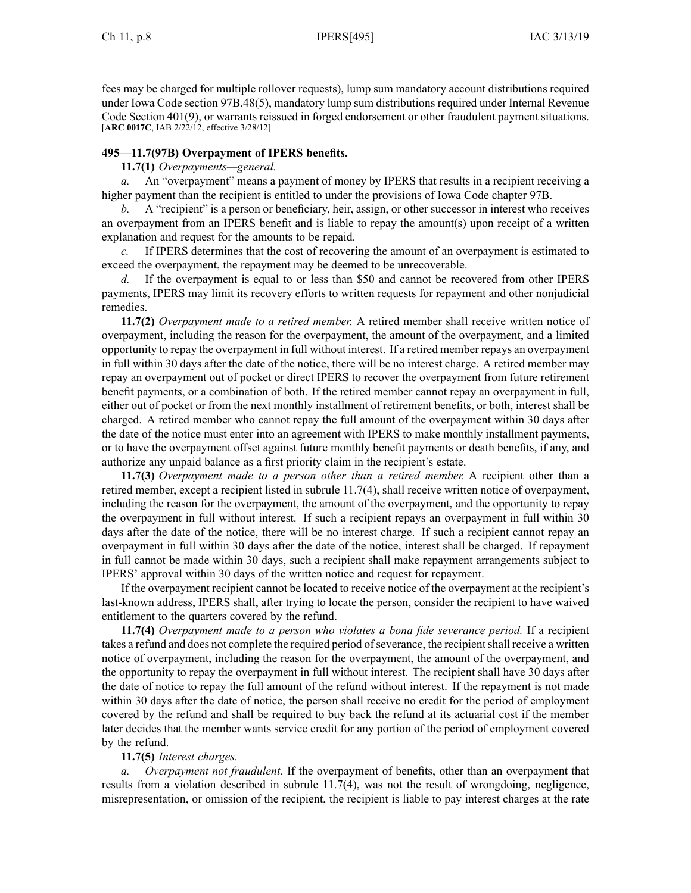fees may be charged for multiple rollover requests), lump sum mandatory account distributions required under Iowa Code section 97B.48(5), mandatory lump sum distributions required under Internal Revenue Code Section 401(9), or warrants reissued in forged endorsement or other fraudulent payment situations.
[**ARC 0017C**, IAB 2/22/12, effective 3/28/12]

**495—11.7(97B) Overpayment of IPERS benefits.**

**11.7(1)** *Overpayments—general.*

*a.* An "overpayment" means a payment of money by IPERS that results in a recipient receiving a higher payment than the recipient is entitled to under the provisions of Iowa Code chapter 97B.

*b.* A "recipient" is a person or beneficiary, heir, assign, or other successor in interest who receives an overpayment from an IPERS benefit and is liable to repay the amount(s) upon receipt of a written explanation and request for the amounts to be repaid.

*c.* If IPERS determines that the cost of recovering the amount of an overpayment is estimated to exceed the overpayment, the repayment may be deemed to be unrecoverable.

*d.* If the overpayment is equal to or less than $50 and cannot be recovered from other IPERS payments, IPERS may limit its recovery efforts to written requests for repayment and other nonjudicial remedies.

**11.7(2)** *Overpayment made to a retired member.* A retired member shall receive written notice of overpayment, including the reason for the overpayment, the amount of the overpayment, and a limited opportunity to repay the overpayment in full without interest. If a retired member repays an overpayment in full within 30 days after the date of the notice, there will be no interest charge. A retired member may repay an overpayment out of pocket or direct IPERS to recover the overpayment from future retirement benefit payments, or a combination of both. If the retired member cannot repay an overpayment in full, either out of pocket or from the next monthly installment of retirement benefits, or both, interest shall be charged. A retired member who cannot repay the full amount of the overpayment within 30 days after the date of the notice must enter into an agreement with IPERS to make monthly installment payments, or to have the overpayment offset against future monthly benefit payments or death benefits, if any, and authorize any unpaid balance as a first priority claim in the recipient's estate.

**11.7(3)** *Overpayment made to a person other than a retired member.* A recipient other than a retired member, except a recipient listed in subrule 11.7(4), shall receive written notice of overpayment, including the reason for the overpayment, the amount of the overpayment, and the opportunity to repay the overpayment in full without interest. If such a recipient repays an overpayment in full within 30 days after the date of the notice, there will be no interest charge. If such a recipient cannot repay an overpayment in full within 30 days after the date of the notice, interest shall be charged. If repayment in full cannot be made within 30 days, such a recipient shall make repayment arrangements subject to IPERS' approval within 30 days of the written notice and request for repayment.

If the overpayment recipient cannot be located to receive notice of the overpayment at the recipient's last-known address, IPERS shall, after trying to locate the person, consider the recipient to have waived entitlement to the quarters covered by the refund.

**11.7(4)** *Overpayment made to a person who violates a bona fide severance period.* If a recipient takes a refund and does not complete the required period of severance, the recipient shall receive a written notice of overpayment, including the reason for the overpayment, the amount of the overpayment, and the opportunity to repay the overpayment in full without interest. The recipient shall have 30 days after the date of notice to repay the full amount of the refund without interest. If the repayment is not made within 30 days after the date of notice, the person shall receive no credit for the period of employment covered by the refund and shall be required to buy back the refund at its actuarial cost if the member later decides that the member wants service credit for any portion of the period of employment covered by the refund.

**11.7(5)** *Interest charges.*

*a.* *Overpayment not fraudulent.* If the overpayment of benefits, other than an overpayment that results from a violation described in subrule 11.7(4), was not the result of wrongdoing, negligence, misrepresentation, or omission of the recipient, the recipient is liable to pay interest charges at the rate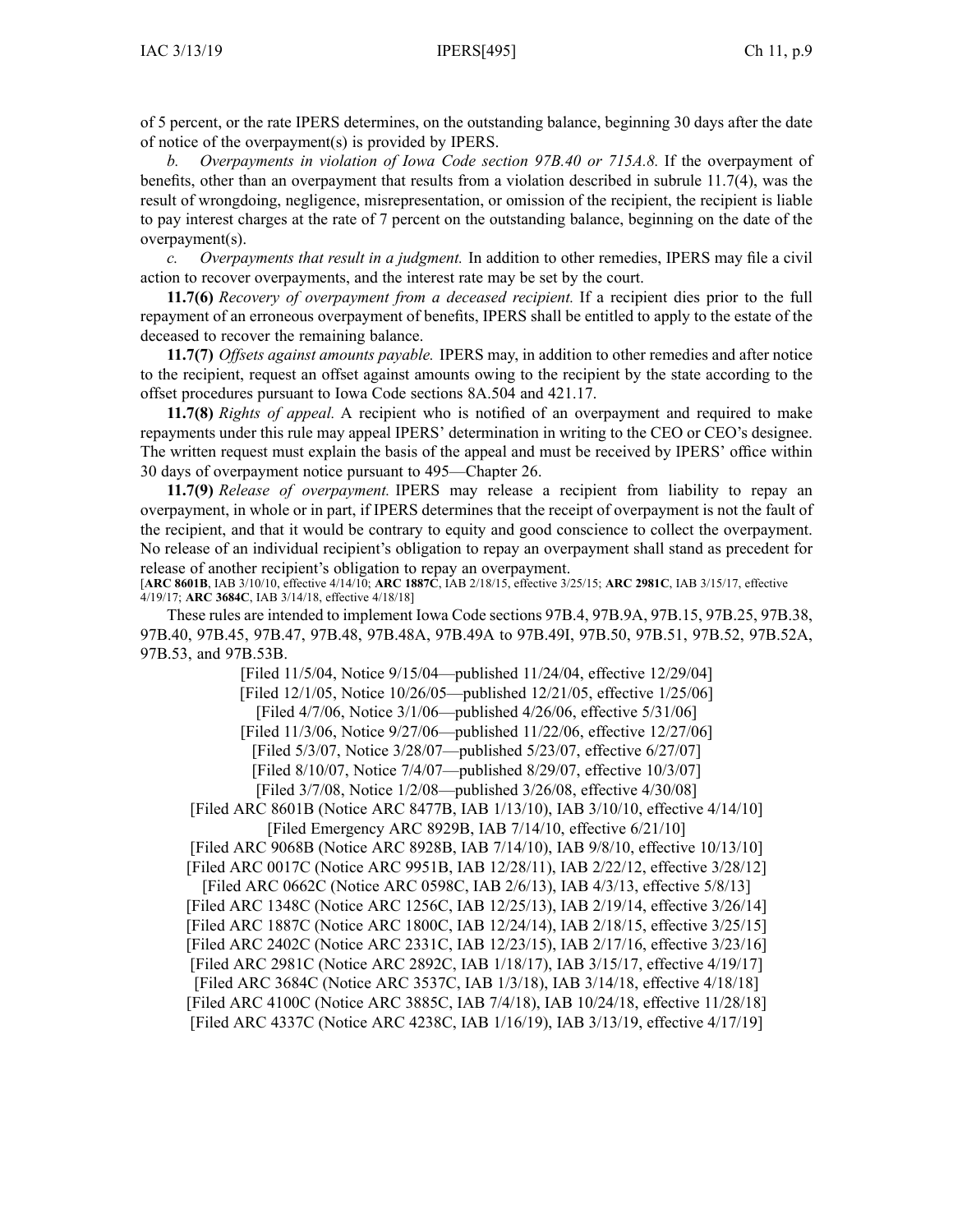of 5 percent, or the rate IPERS determines, on the outstanding balance, beginning 30 days after the date of notice of the overpayment(s) is provided by IPERS.

*b. Overpayments in violation of Iowa Code section 97B.40 or 715A.8.* If the overpayment of benefits, other than an overpayment that results from a violation described in subrule 11.7(4), was the result of wrongdoing, negligence, misrepresentation, or omission of the recipient, the recipient is liable to pay interest charges at the rate of 7 percent on the outstanding balance, beginning on the date of the overpayment(s).

*c. Overpayments that result in a judgment.* In addition to other remedies, IPERS may file a civil action to recover overpayments, and the interest rate may be set by the court.

**11.7(6)** *Recovery of overpayment from a deceased recipient.* If a recipient dies prior to the full repayment of an erroneous overpayment of benefits, IPERS shall be entitled to apply to the estate of the deceased to recover the remaining balance.

**11.7(7)** *Offsets against amounts payable.* IPERS may, in addition to other remedies and after notice to the recipient, request an offset against amounts owing to the recipient by the state according to the offset procedures pursuant to Iowa Code sections 8A.504 and 421.17.

**11.7(8)** *Rights of appeal.* A recipient who is notified of an overpayment and required to make repayments under this rule may appeal IPERS' determination in writing to the CEO or CEO's designee. The written request must explain the basis of the appeal and must be received by IPERS' office within 30 days of overpayment notice pursuant to 495—Chapter 26.

**11.7(9)** *Release of overpayment.* IPERS may release a recipient from liability to repay an overpayment, in whole or in part, if IPERS determines that the receipt of overpayment is not the fault of the recipient, and that it would be contrary to equity and good conscience to collect the overpayment. No release of an individual recipient's obligation to repay an overpayment shall stand as precedent for release of another recipient's obligation to repay an overpayment.

[**ARC 8601B**, IAB 3/10/10, effective 4/14/10; **ARC 1887C**, IAB 2/18/15, effective 3/25/15; **ARC 2981C**, IAB 3/15/17, effective 4/19/17; **ARC 3684C**, IAB 3/14/18, effective 4/18/18]

These rules are intended to implement Iowa Code sections 97B.4, 97B.9A, 97B.15, 97B.25, 97B.38, 97B.40, 97B.45, 97B.47, 97B.48, 97B.48A, 97B.49A to 97B.49I, 97B.50, 97B.51, 97B.52, 97B.52A, 97B.53, and 97B.53B.

[Filed 11/5/04, Notice 9/15/04—published 11/24/04, effective 12/29/04]
[Filed 12/1/05, Notice 10/26/05—published 12/21/05, effective 1/25/06]
[Filed 4/7/06, Notice 3/1/06—published 4/26/06, effective 5/31/06]
[Filed 11/3/06, Notice 9/27/06—published 11/22/06, effective 12/27/06]
[Filed 5/3/07, Notice 3/28/07—published 5/23/07, effective 6/27/07]
[Filed 8/10/07, Notice 7/4/07—published 8/29/07, effective 10/3/07]
[Filed 3/7/08, Notice 1/2/08—published 3/26/08, effective 4/30/08]
[Filed ARC 8601B (Notice ARC 8477B, IAB 1/13/10), IAB 3/10/10, effective 4/14/10]
[Filed Emergency ARC 8929B, IAB 7/14/10, effective 6/21/10]
[Filed ARC 9068B (Notice ARC 8928B, IAB 7/14/10), IAB 9/8/10, effective 10/13/10]
[Filed ARC 0017C (Notice ARC 9951B, IAB 12/28/11), IAB 2/22/12, effective 3/28/12]
[Filed ARC 0662C (Notice ARC 0598C, IAB 2/6/13), IAB 4/3/13, effective 5/8/13]
[Filed ARC 1348C (Notice ARC 1256C, IAB 12/25/13), IAB 2/19/14, effective 3/26/14]
[Filed ARC 1887C (Notice ARC 1800C, IAB 12/24/14), IAB 2/18/15, effective 3/25/15]
[Filed ARC 2402C (Notice ARC 2331C, IAB 12/23/15), IAB 2/17/16, effective 3/23/16]
[Filed ARC 2981C (Notice ARC 2892C, IAB 1/18/17), IAB 3/15/17, effective 4/19/17]
[Filed ARC 3684C (Notice ARC 3537C, IAB 1/3/18), IAB 3/14/18, effective 4/18/18]
[Filed ARC 4100C (Notice ARC 3885C, IAB 7/4/18), IAB 10/24/18, effective 11/28/18]
[Filed ARC 4337C (Notice ARC 4238C, IAB 1/16/19), IAB 3/13/19, effective 4/17/19]